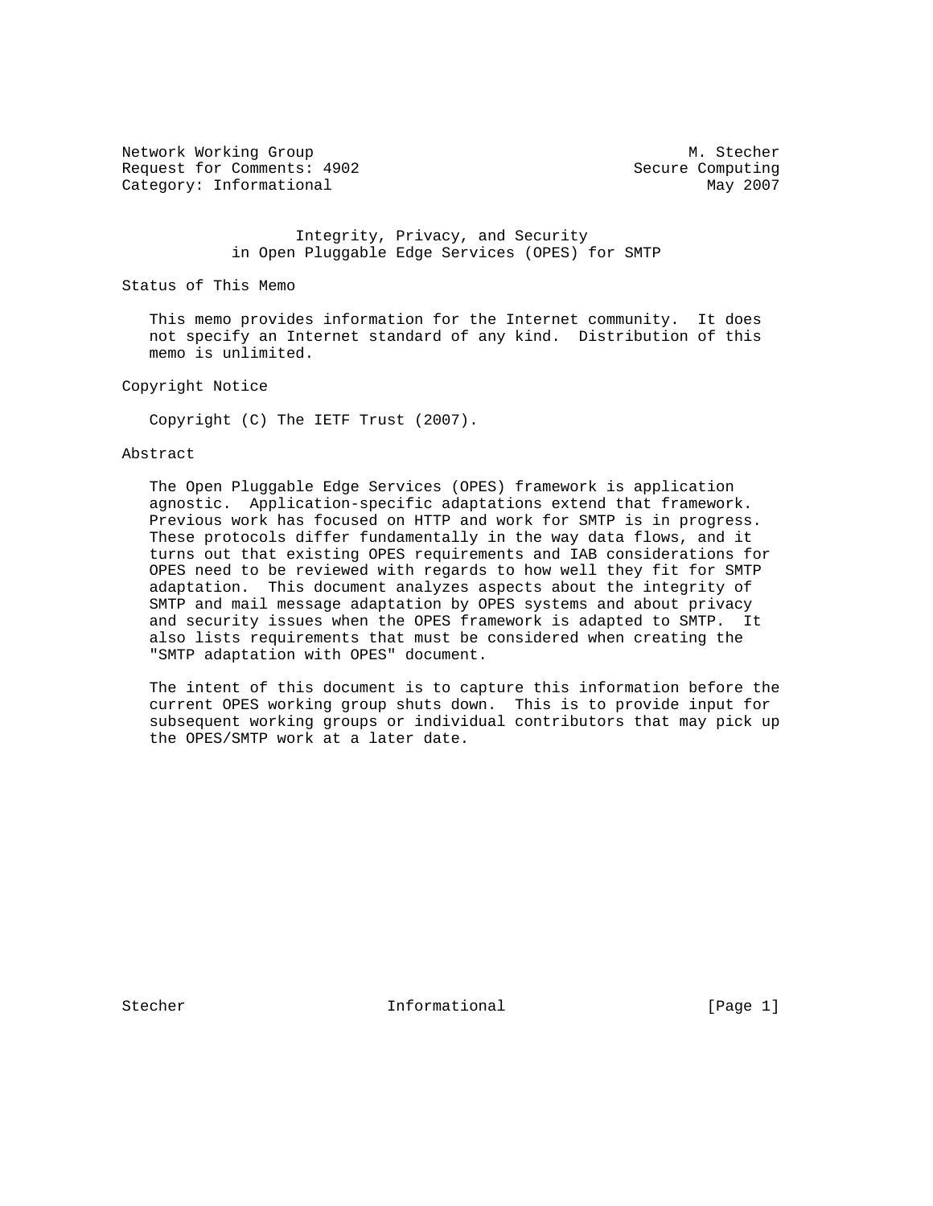Network Working Group M. Stecher
Request for Comments: 4902 Secure Computing
Category: Informational May 2007

# Integrity, Privacy, and Security in Open Pluggable Edge Services (OPES) for SMTP

## Status of This Memo

This memo provides information for the Internet community. It does not specify an Internet standard of any kind. Distribution of this memo is unlimited.

## Copyright Notice

Copyright (C) The IETF Trust (2007).

## Abstract

The Open Pluggable Edge Services (OPES) framework is application agnostic. Application-specific adaptations extend that framework. Previous work has focused on HTTP and work for SMTP is in progress. These protocols differ fundamentally in the way data flows, and it turns out that existing OPES requirements and IAB considerations for OPES need to be reviewed with regards to how well they fit for SMTP adaptation. This document analyzes aspects about the integrity of SMTP and mail message adaptation by OPES systems and about privacy and security issues when the OPES framework is adapted to SMTP. It also lists requirements that must be considered when creating the "SMTP adaptation with OPES" document.

The intent of this document is to capture this information before the current OPES working group shuts down. This is to provide input for subsequent working groups or individual contributors that may pick up the OPES/SMTP work at a later date.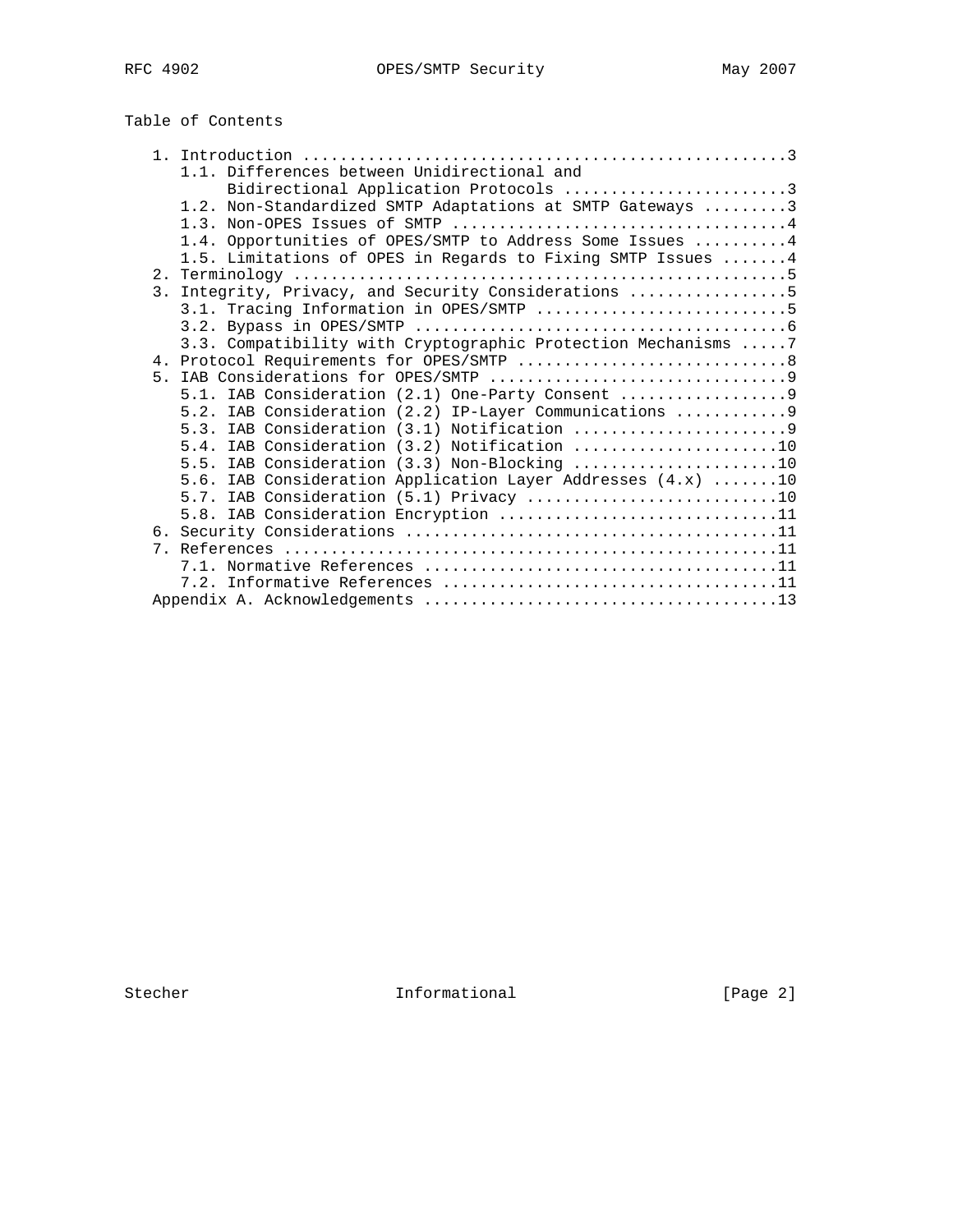## Table of Contents

```
   1. Introduction ....................................................3
      1.1. Differences between Unidirectional and
           Bidirectional Application Protocols ........................3
      1.2. Non-Standardized SMTP Adaptations at SMTP Gateways .........3
      1.3. Non-OPES Issues of SMTP ....................................4
      1.4. Opportunities of OPES/SMTP to Address Some Issues ..........4
      1.5. Limitations of OPES in Regards to Fixing SMTP Issues .......4
   2. Terminology .....................................................5
   3. Integrity, Privacy, and Security Considerations .................5
      3.1. Tracing Information in OPES/SMTP ...........................5
      3.2. Bypass in OPES/SMTP ........................................6
      3.3. Compatibility with Cryptographic Protection Mechanisms .....7
   4. Protocol Requirements for OPES/SMTP .............................8
   5. IAB Considerations for OPES/SMTP ................................9
      5.1. IAB Consideration (2.1) One-Party Consent ..................9
      5.2. IAB Consideration (2.2) IP-Layer Communications ............9
      5.3. IAB Consideration (3.1) Notification .......................9
      5.4. IAB Consideration (3.2) Notification ......................10
      5.5. IAB Consideration (3.3) Non-Blocking ......................10
      5.6. IAB Consideration Application Layer Addresses (4.x) .......10
      5.7. IAB Consideration (5.1) Privacy ...........................10
      5.8. IAB Consideration Encryption ..............................11
   6. Security Considerations ........................................11
   7. References .....................................................11
      7.1. Normative References ......................................11
      7.2. Informative References ....................................11
   Appendix A. Acknowledgements ......................................13
```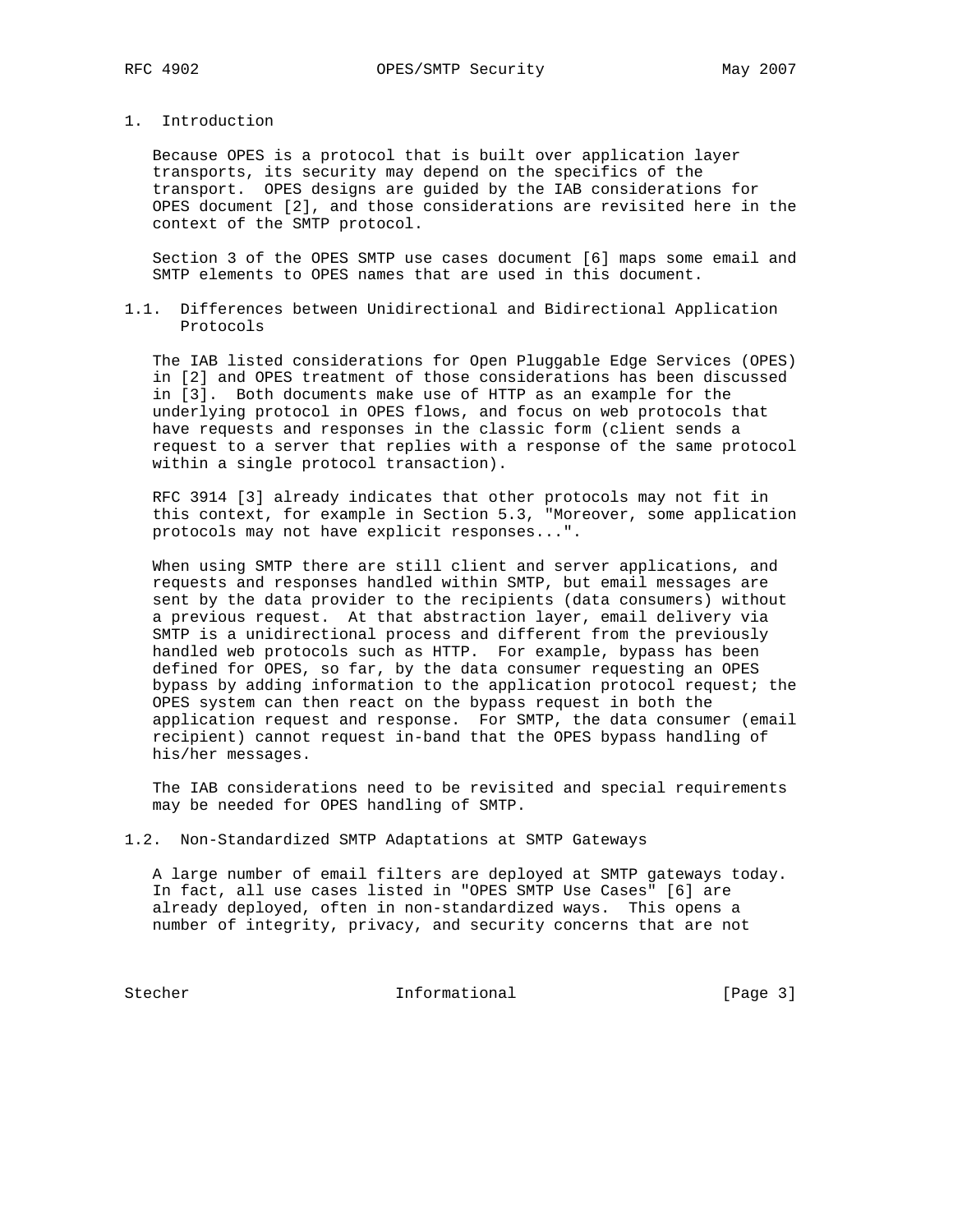## 1. Introduction

Because OPES is a protocol that is built over application layer transports, its security may depend on the specifics of the transport. OPES designs are guided by the IAB considerations for OPES document [2], and those considerations are revisited here in the context of the SMTP protocol.

Section 3 of the OPES SMTP use cases document [6] maps some email and SMTP elements to OPES names that are used in this document.

### 1.1. Differences between Unidirectional and Bidirectional Application Protocols

The IAB listed considerations for Open Pluggable Edge Services (OPES) in [2] and OPES treatment of those considerations has been discussed in [3]. Both documents make use of HTTP as an example for the underlying protocol in OPES flows, and focus on web protocols that have requests and responses in the classic form (client sends a request to a server that replies with a response of the same protocol within a single protocol transaction).

RFC 3914 [3] already indicates that other protocols may not fit in this context, for example in Section 5.3, "Moreover, some application protocols may not have explicit responses...".

When using SMTP there are still client and server applications, and requests and responses handled within SMTP, but email messages are sent by the data provider to the recipients (data consumers) without a previous request. At that abstraction layer, email delivery via SMTP is a unidirectional process and different from the previously handled web protocols such as HTTP. For example, bypass has been defined for OPES, so far, by the data consumer requesting an OPES bypass by adding information to the application protocol request; the OPES system can then react on the bypass request in both the application request and response. For SMTP, the data consumer (email recipient) cannot request in-band that the OPES bypass handling of his/her messages.

The IAB considerations need to be revisited and special requirements may be needed for OPES handling of SMTP.

### 1.2. Non-Standardized SMTP Adaptations at SMTP Gateways

A large number of email filters are deployed at SMTP gateways today. In fact, all use cases listed in "OPES SMTP Use Cases" [6] are already deployed, often in non-standardized ways. This opens a number of integrity, privacy, and security concerns that are not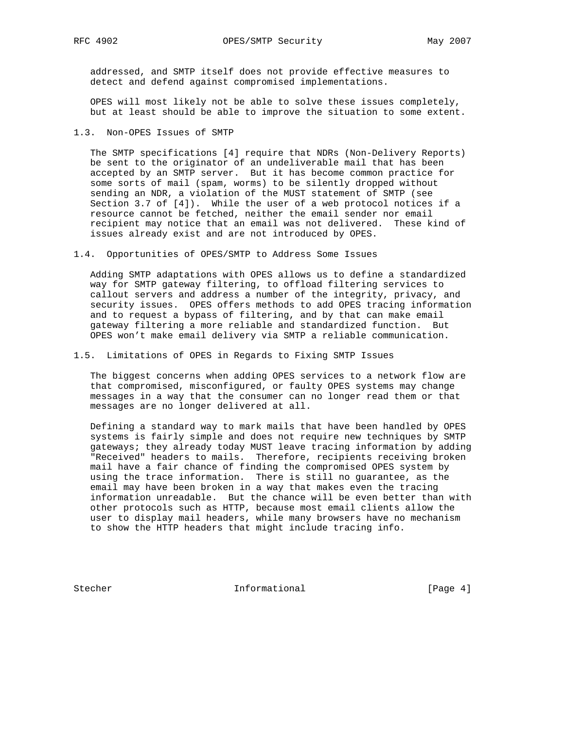addressed, and SMTP itself does not provide effective measures to detect and defend against compromised implementations.

OPES will most likely not be able to solve these issues completely, but at least should be able to improve the situation to some extent.

### 1.3. Non-OPES Issues of SMTP

The SMTP specifications [4] require that NDRs (Non-Delivery Reports) be sent to the originator of an undeliverable mail that has been accepted by an SMTP server. But it has become common practice for some sorts of mail (spam, worms) to be silently dropped without sending an NDR, a violation of the MUST statement of SMTP (see Section 3.7 of [4]). While the user of a web protocol notices if a resource cannot be fetched, neither the email sender nor email recipient may notice that an email was not delivered. These kind of issues already exist and are not introduced by OPES.

### 1.4. Opportunities of OPES/SMTP to Address Some Issues

Adding SMTP adaptations with OPES allows us to define a standardized way for SMTP gateway filtering, to offload filtering services to callout servers and address a number of the integrity, privacy, and security issues. OPES offers methods to add OPES tracing information and to request a bypass of filtering, and by that can make email gateway filtering a more reliable and standardized function. But OPES won't make email delivery via SMTP a reliable communication.

### 1.5. Limitations of OPES in Regards to Fixing SMTP Issues

The biggest concerns when adding OPES services to a network flow are that compromised, misconfigured, or faulty OPES systems may change messages in a way that the consumer can no longer read them or that messages are no longer delivered at all.

Defining a standard way to mark mails that have been handled by OPES systems is fairly simple and does not require new techniques by SMTP gateways; they already today MUST leave tracing information by adding "Received" headers to mails. Therefore, recipients receiving broken mail have a fair chance of finding the compromised OPES system by using the trace information. There is still no guarantee, as the email may have been broken in a way that makes even the tracing information unreadable. But the chance will be even better than with other protocols such as HTTP, because most email clients allow the user to display mail headers, while many browsers have no mechanism to show the HTTP headers that might include tracing info.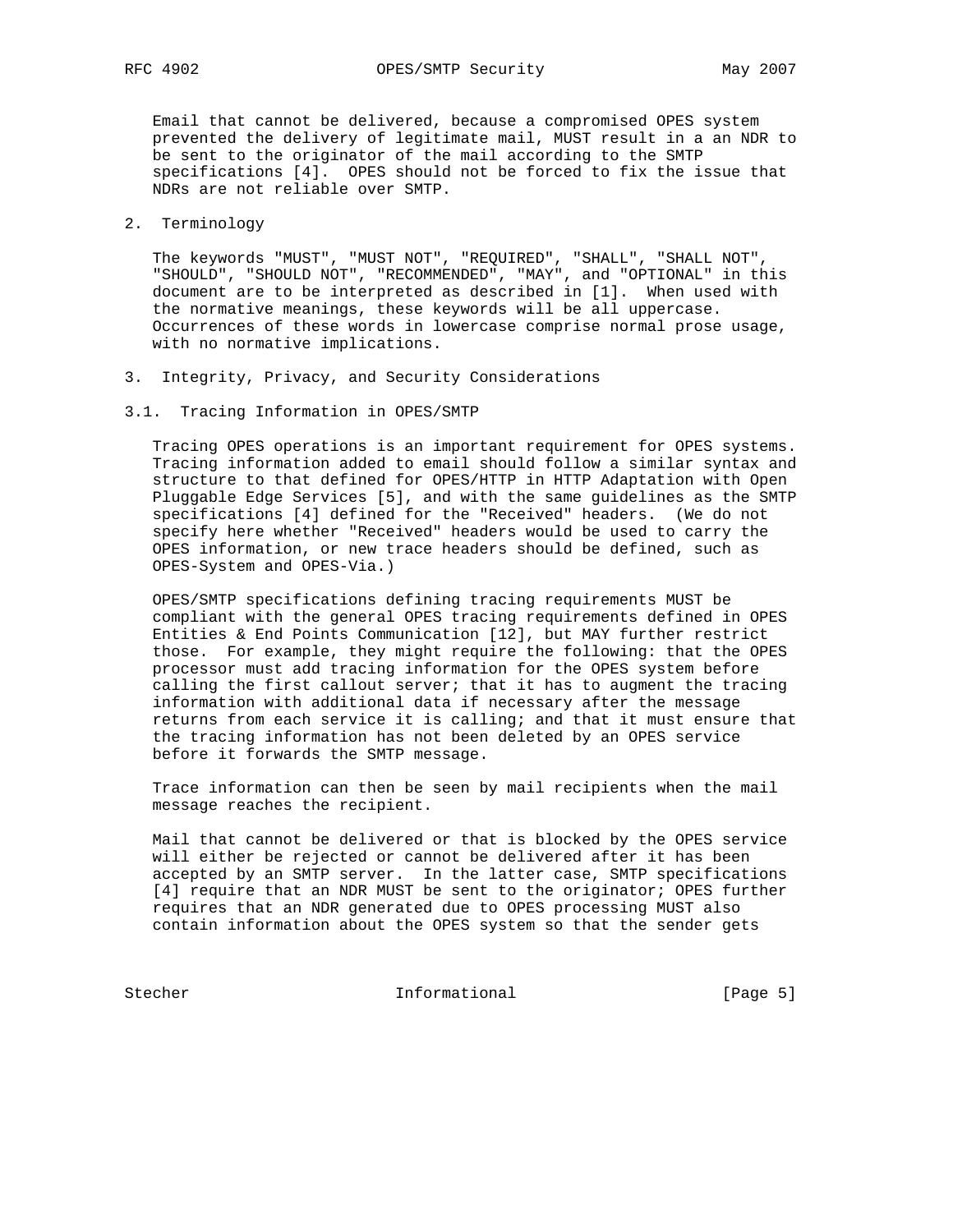Email that cannot be delivered, because a compromised OPES system prevented the delivery of legitimate mail, MUST result in a an NDR to be sent to the originator of the mail according to the SMTP specifications [4]. OPES should not be forced to fix the issue that NDRs are not reliable over SMTP.

## 2. Terminology

The keywords "MUST", "MUST NOT", "REQUIRED", "SHALL", "SHALL NOT", "SHOULD", "SHOULD NOT", "RECOMMENDED", "MAY", and "OPTIONAL" in this document are to be interpreted as described in [1]. When used with the normative meanings, these keywords will be all uppercase. Occurrences of these words in lowercase comprise normal prose usage, with no normative implications.

## 3. Integrity, Privacy, and Security Considerations

### 3.1. Tracing Information in OPES/SMTP

Tracing OPES operations is an important requirement for OPES systems. Tracing information added to email should follow a similar syntax and structure to that defined for OPES/HTTP in HTTP Adaptation with Open Pluggable Edge Services [5], and with the same guidelines as the SMTP specifications [4] defined for the "Received" headers. (We do not specify here whether "Received" headers would be used to carry the OPES information, or new trace headers should be defined, such as OPES-System and OPES-Via.)

OPES/SMTP specifications defining tracing requirements MUST be compliant with the general OPES tracing requirements defined in OPES Entities & End Points Communication [12], but MAY further restrict those. For example, they might require the following: that the OPES processor must add tracing information for the OPES system before calling the first callout server; that it has to augment the tracing information with additional data if necessary after the message returns from each service it is calling; and that it must ensure that the tracing information has not been deleted by an OPES service before it forwards the SMTP message.

Trace information can then be seen by mail recipients when the mail message reaches the recipient.

Mail that cannot be delivered or that is blocked by the OPES service will either be rejected or cannot be delivered after it has been accepted by an SMTP server. In the latter case, SMTP specifications [4] require that an NDR MUST be sent to the originator; OPES further requires that an NDR generated due to OPES processing MUST also contain information about the OPES system so that the sender gets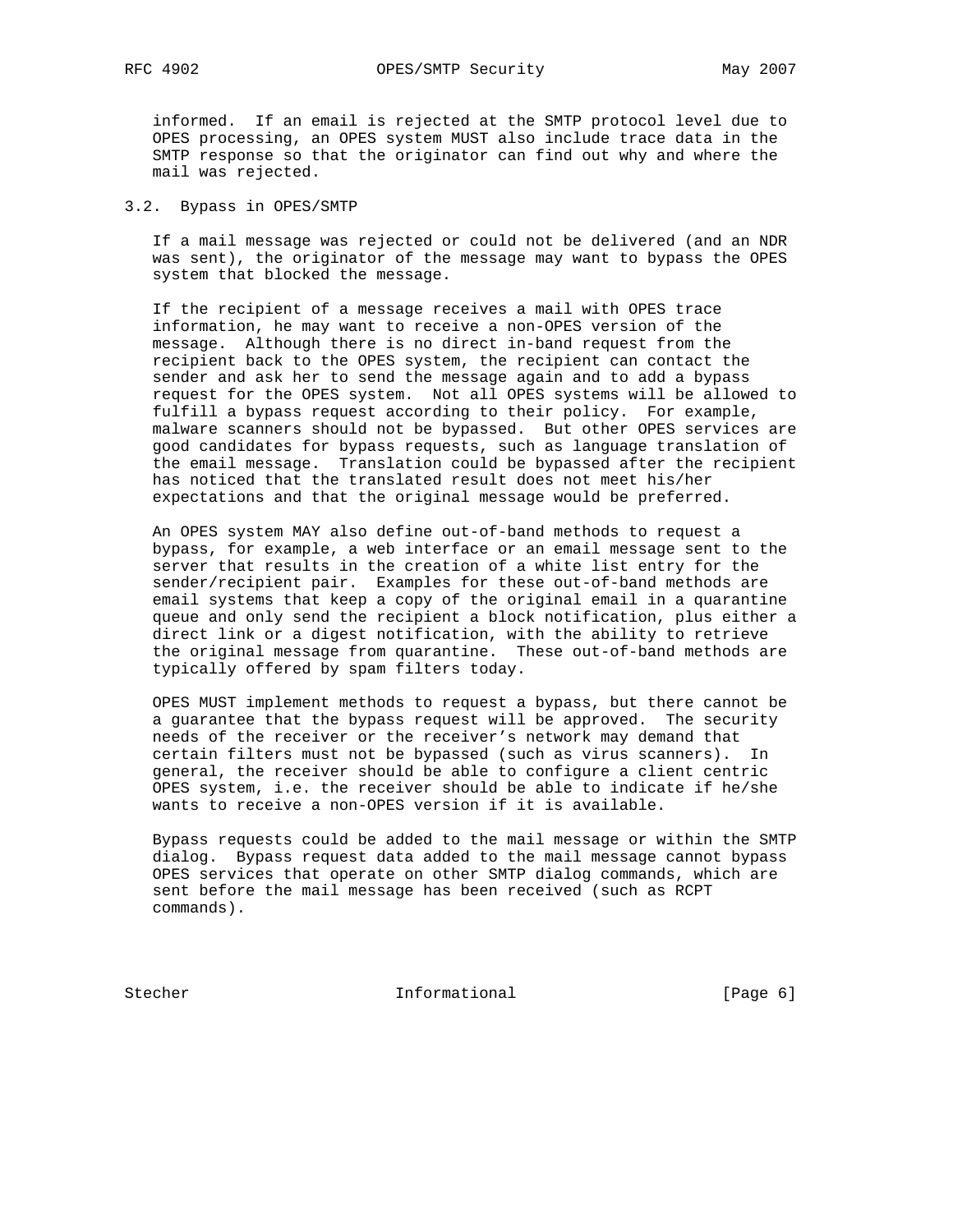informed. If an email is rejected at the SMTP protocol level due to OPES processing, an OPES system MUST also include trace data in the SMTP response so that the originator can find out why and where the mail was rejected.

### 3.2. Bypass in OPES/SMTP

If a mail message was rejected or could not be delivered (and an NDR was sent), the originator of the message may want to bypass the OPES system that blocked the message.

If the recipient of a message receives a mail with OPES trace information, he may want to receive a non-OPES version of the message. Although there is no direct in-band request from the recipient back to the OPES system, the recipient can contact the sender and ask her to send the message again and to add a bypass request for the OPES system. Not all OPES systems will be allowed to fulfill a bypass request according to their policy. For example, malware scanners should not be bypassed. But other OPES services are good candidates for bypass requests, such as language translation of the email message. Translation could be bypassed after the recipient has noticed that the translated result does not meet his/her expectations and that the original message would be preferred.

An OPES system MAY also define out-of-band methods to request a bypass, for example, a web interface or an email message sent to the server that results in the creation of a white list entry for the sender/recipient pair. Examples for these out-of-band methods are email systems that keep a copy of the original email in a quarantine queue and only send the recipient a block notification, plus either a direct link or a digest notification, with the ability to retrieve the original message from quarantine. These out-of-band methods are typically offered by spam filters today.

OPES MUST implement methods to request a bypass, but there cannot be a guarantee that the bypass request will be approved. The security needs of the receiver or the receiver's network may demand that certain filters must not be bypassed (such as virus scanners). In general, the receiver should be able to configure a client centric OPES system, i.e. the receiver should be able to indicate if he/she wants to receive a non-OPES version if it is available.

Bypass requests could be added to the mail message or within the SMTP dialog. Bypass request data added to the mail message cannot bypass OPES services that operate on other SMTP dialog commands, which are sent before the mail message has been received (such as RCPT commands).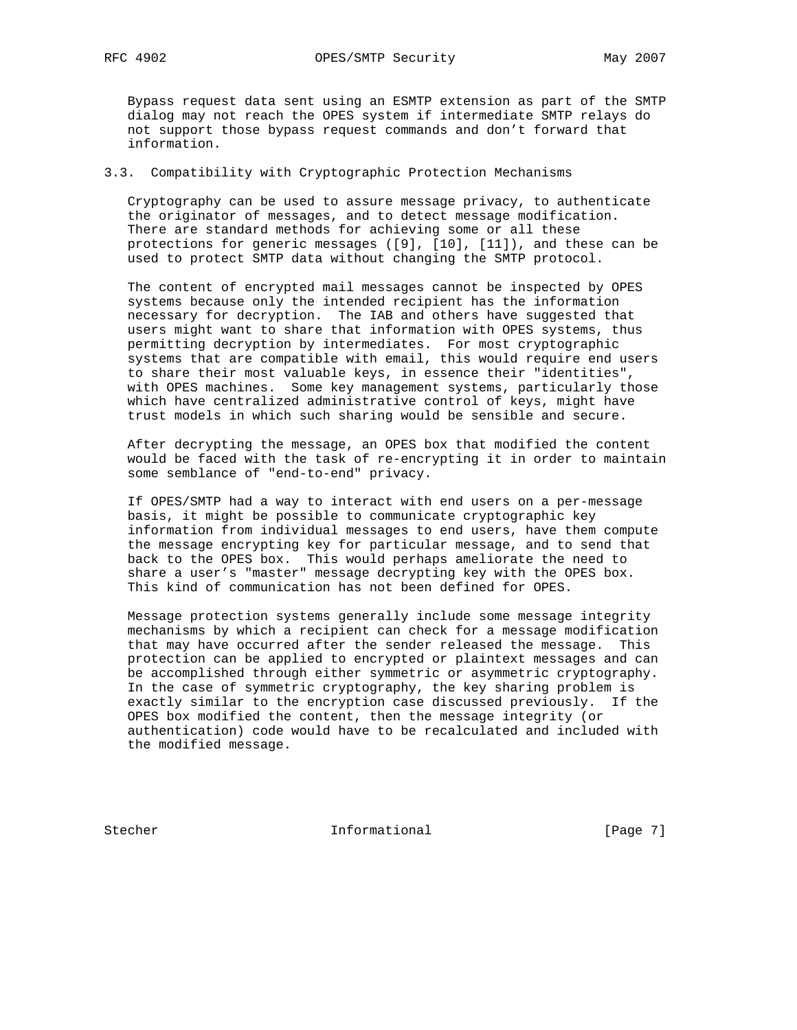Bypass request data sent using an ESMTP extension as part of the SMTP dialog may not reach the OPES system if intermediate SMTP relays do not support those bypass request commands and don't forward that information.

### 3.3. Compatibility with Cryptographic Protection Mechanisms

Cryptography can be used to assure message privacy, to authenticate the originator of messages, and to detect message modification. There are standard methods for achieving some or all these protections for generic messages ([9], [10], [11]), and these can be used to protect SMTP data without changing the SMTP protocol.

The content of encrypted mail messages cannot be inspected by OPES systems because only the intended recipient has the information necessary for decryption. The IAB and others have suggested that users might want to share that information with OPES systems, thus permitting decryption by intermediates. For most cryptographic systems that are compatible with email, this would require end users to share their most valuable keys, in essence their "identities", with OPES machines. Some key management systems, particularly those which have centralized administrative control of keys, might have trust models in which such sharing would be sensible and secure.

After decrypting the message, an OPES box that modified the content would be faced with the task of re-encrypting it in order to maintain some semblance of "end-to-end" privacy.

If OPES/SMTP had a way to interact with end users on a per-message basis, it might be possible to communicate cryptographic key information from individual messages to end users, have them compute the message encrypting key for particular message, and to send that back to the OPES box. This would perhaps ameliorate the need to share a user's "master" message decrypting key with the OPES box. This kind of communication has not been defined for OPES.

Message protection systems generally include some message integrity mechanisms by which a recipient can check for a message modification that may have occurred after the sender released the message. This protection can be applied to encrypted or plaintext messages and can be accomplished through either symmetric or asymmetric cryptography. In the case of symmetric cryptography, the key sharing problem is exactly similar to the encryption case discussed previously. If the OPES box modified the content, then the message integrity (or authentication) code would have to be recalculated and included with the modified message.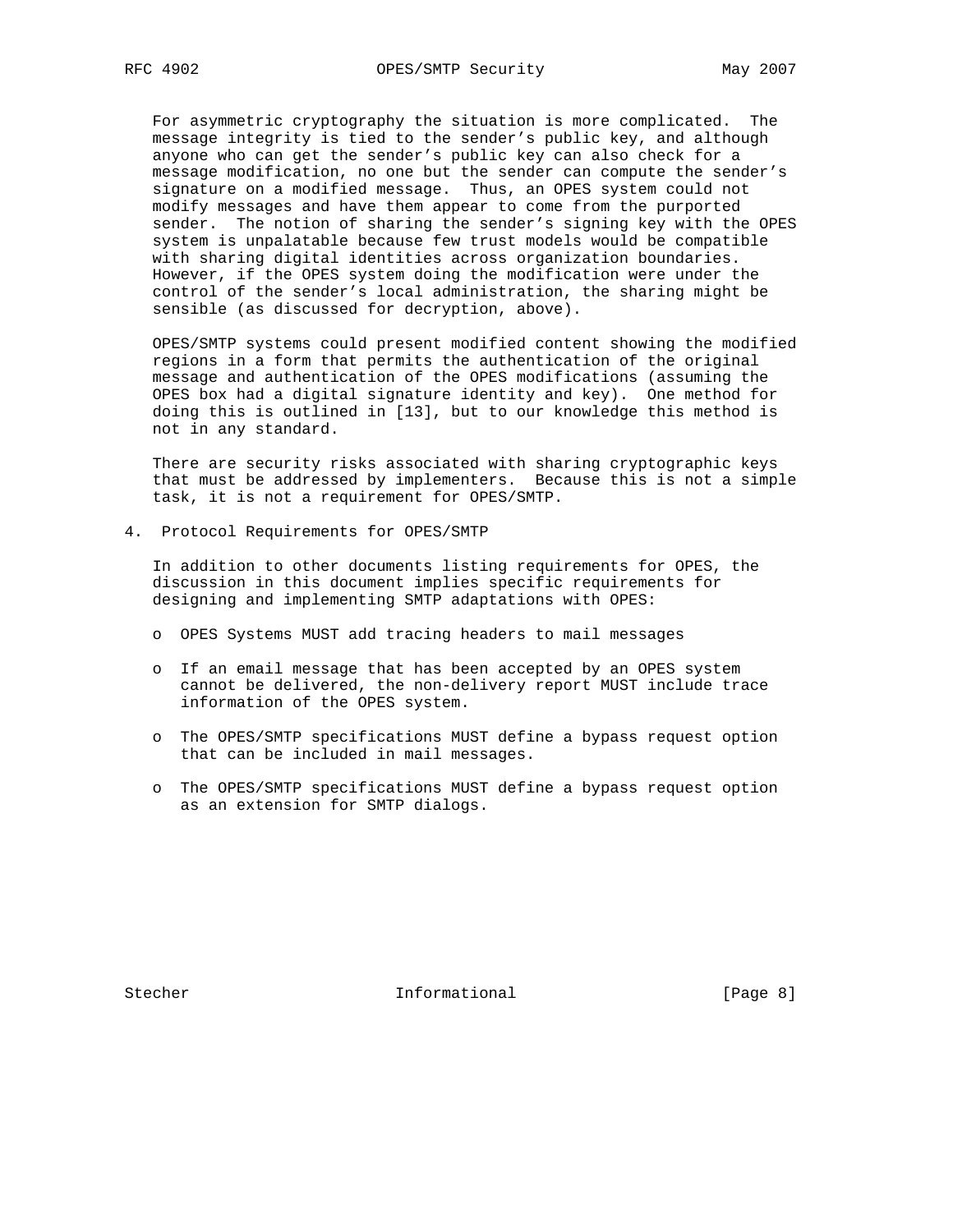For asymmetric cryptography the situation is more complicated. The message integrity is tied to the sender's public key, and although anyone who can get the sender's public key can also check for a message modification, no one but the sender can compute the sender's signature on a modified message. Thus, an OPES system could not modify messages and have them appear to come from the purported sender. The notion of sharing the sender's signing key with the OPES system is unpalatable because few trust models would be compatible with sharing digital identities across organization boundaries. However, if the OPES system doing the modification were under the control of the sender's local administration, the sharing might be sensible (as discussed for decryption, above).

OPES/SMTP systems could present modified content showing the modified regions in a form that permits the authentication of the original message and authentication of the OPES modifications (assuming the OPES box had a digital signature identity and key). One method for doing this is outlined in [13], but to our knowledge this method is not in any standard.

There are security risks associated with sharing cryptographic keys that must be addressed by implementers. Because this is not a simple task, it is not a requirement for OPES/SMTP.

## 4. Protocol Requirements for OPES/SMTP

In addition to other documents listing requirements for OPES, the discussion in this document implies specific requirements for designing and implementing SMTP adaptations with OPES:

- OPES Systems MUST add tracing headers to mail messages
- If an email message that has been accepted by an OPES system cannot be delivered, the non-delivery report MUST include trace information of the OPES system.
- The OPES/SMTP specifications MUST define a bypass request option that can be included in mail messages.
- The OPES/SMTP specifications MUST define a bypass request option as an extension for SMTP dialogs.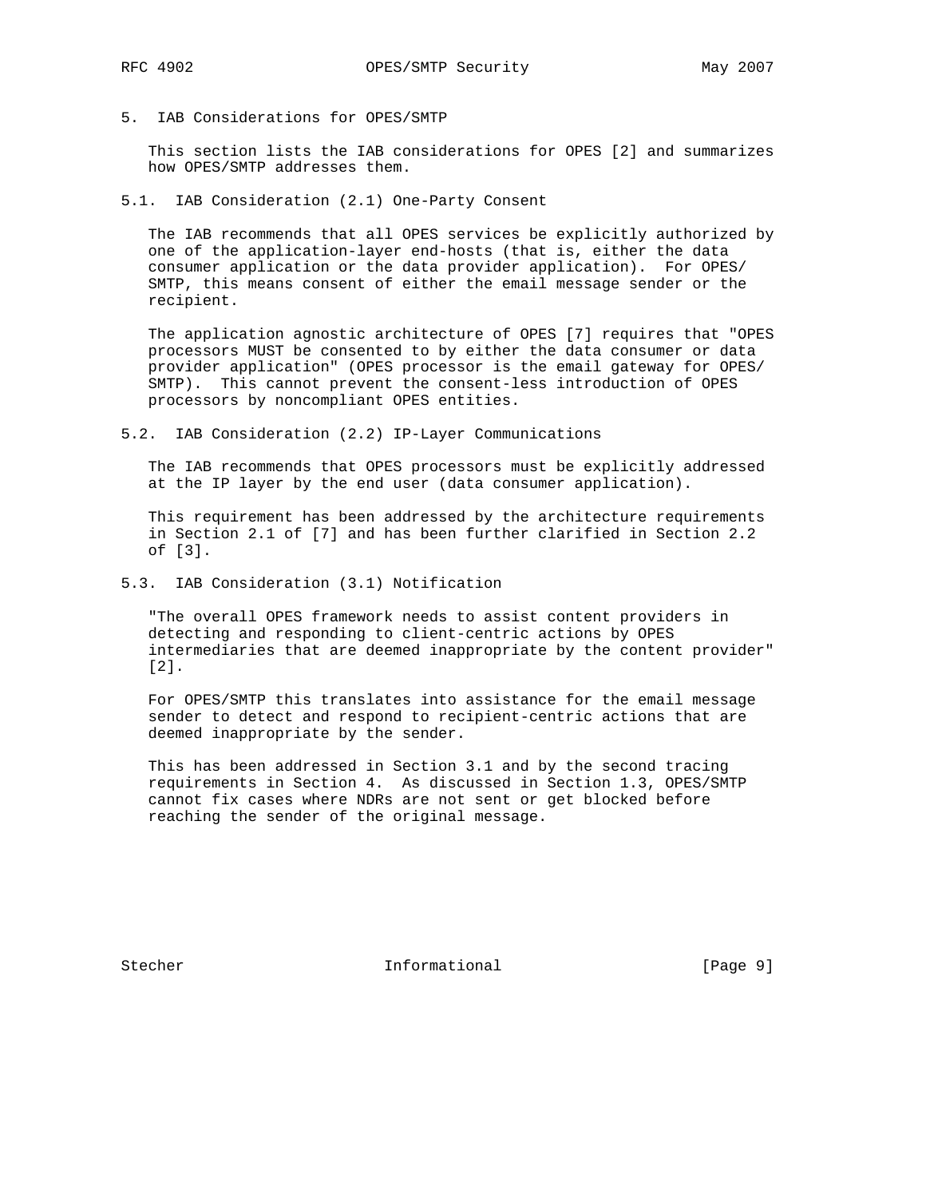## 5. IAB Considerations for OPES/SMTP

This section lists the IAB considerations for OPES [2] and summarizes how OPES/SMTP addresses them.

### 5.1. IAB Consideration (2.1) One-Party Consent

The IAB recommends that all OPES services be explicitly authorized by one of the application-layer end-hosts (that is, either the data consumer application or the data provider application). For OPES/SMTP, this means consent of either the email message sender or the recipient.

The application agnostic architecture of OPES [7] requires that "OPES processors MUST be consented to by either the data consumer or data provider application" (OPES processor is the email gateway for OPES/SMTP). This cannot prevent the consent-less introduction of OPES processors by noncompliant OPES entities.

### 5.2. IAB Consideration (2.2) IP-Layer Communications

The IAB recommends that OPES processors must be explicitly addressed at the IP layer by the end user (data consumer application).

This requirement has been addressed by the architecture requirements in Section 2.1 of [7] and has been further clarified in Section 2.2 of [3].

### 5.3. IAB Consideration (3.1) Notification

"The overall OPES framework needs to assist content providers in detecting and responding to client-centric actions by OPES intermediaries that are deemed inappropriate by the content provider" [2].

For OPES/SMTP this translates into assistance for the email message sender to detect and respond to recipient-centric actions that are deemed inappropriate by the sender.

This has been addressed in Section 3.1 and by the second tracing requirements in Section 4. As discussed in Section 1.3, OPES/SMTP cannot fix cases where NDRs are not sent or get blocked before reaching the sender of the original message.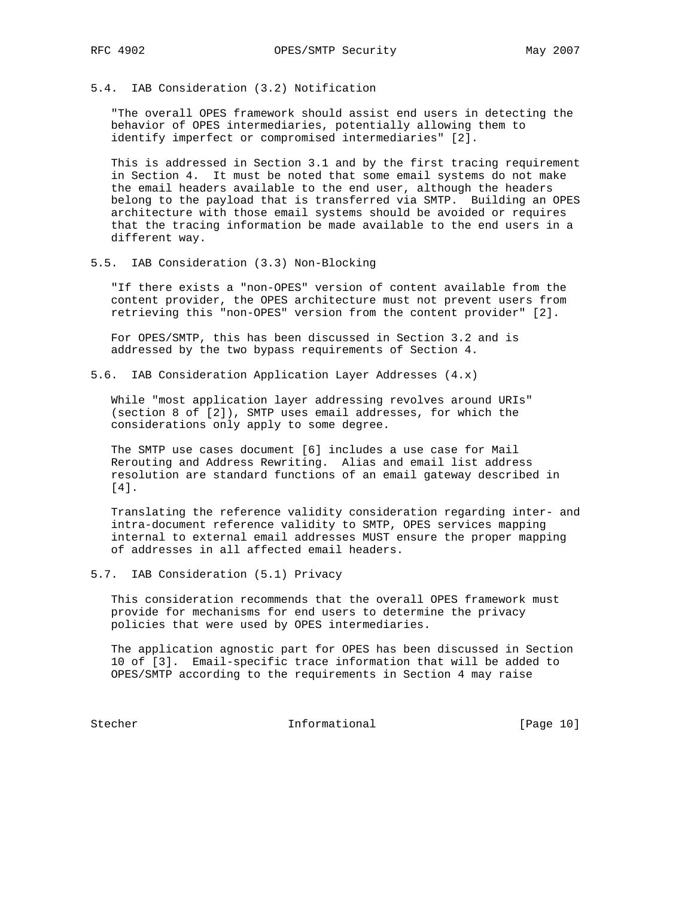## 5.4. IAB Consideration (3.2) Notification

"The overall OPES framework should assist end users in detecting the behavior of OPES intermediaries, potentially allowing them to identify imperfect or compromised intermediaries" [2].

This is addressed in Section 3.1 and by the first tracing requirement in Section 4. It must be noted that some email systems do not make the email headers available to the end user, although the headers belong to the payload that is transferred via SMTP. Building an OPES architecture with those email systems should be avoided or requires that the tracing information be made available to the end users in a different way.

## 5.5. IAB Consideration (3.3) Non-Blocking

"If there exists a "non-OPES" version of content available from the content provider, the OPES architecture must not prevent users from retrieving this "non-OPES" version from the content provider" [2].

For OPES/SMTP, this has been discussed in Section 3.2 and is addressed by the two bypass requirements of Section 4.

## 5.6. IAB Consideration Application Layer Addresses (4.x)

While "most application layer addressing revolves around URIs" (section 8 of [2]), SMTP uses email addresses, for which the considerations only apply to some degree.

The SMTP use cases document [6] includes a use case for Mail Rerouting and Address Rewriting. Alias and email list address resolution are standard functions of an email gateway described in [4].

Translating the reference validity consideration regarding inter- and intra-document reference validity to SMTP, OPES services mapping internal to external email addresses MUST ensure the proper mapping of addresses in all affected email headers.

## 5.7. IAB Consideration (5.1) Privacy

This consideration recommends that the overall OPES framework must provide for mechanisms for end users to determine the privacy policies that were used by OPES intermediaries.

The application agnostic part for OPES has been discussed in Section 10 of [3]. Email-specific trace information that will be added to OPES/SMTP according to the requirements in Section 4 may raise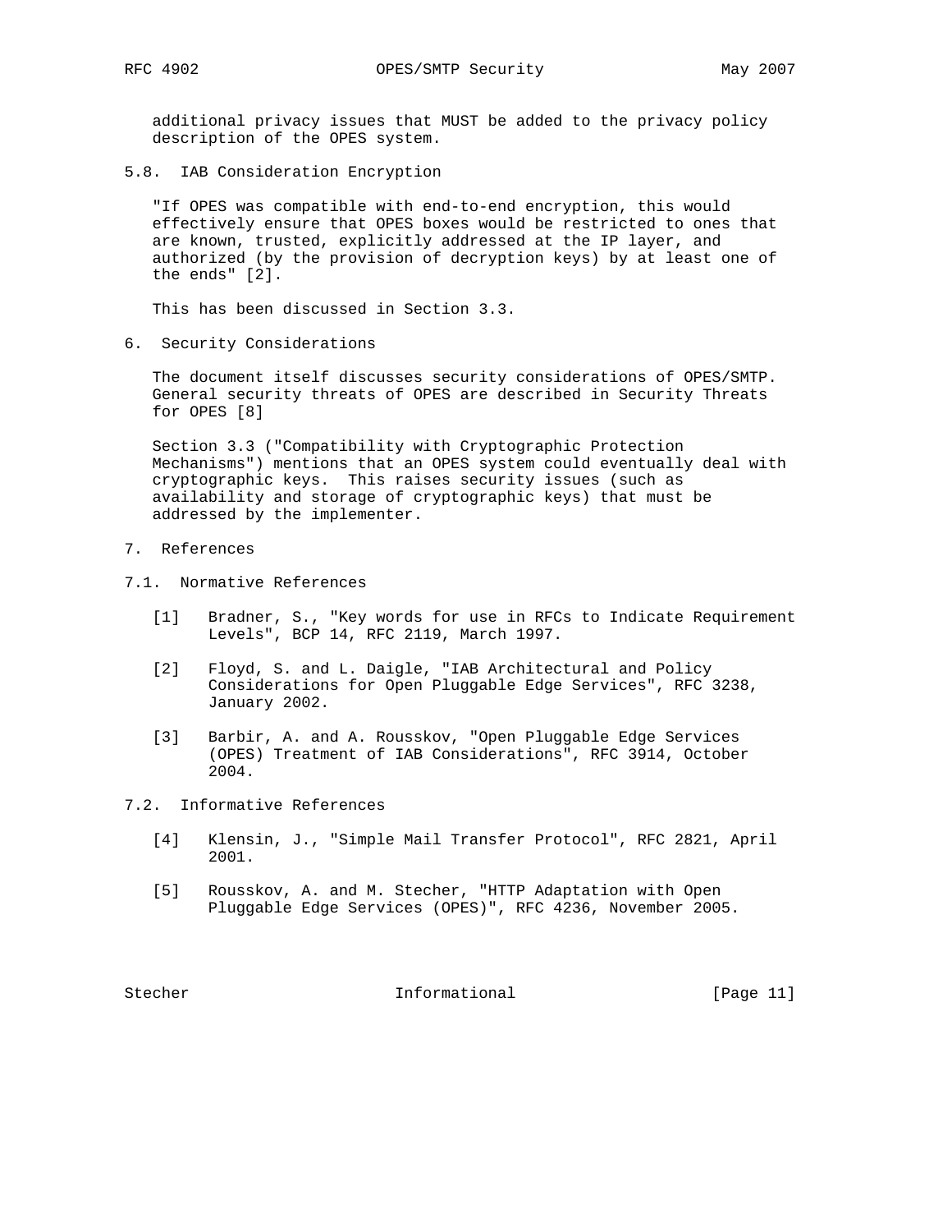additional privacy issues that MUST be added to the privacy policy description of the OPES system.

### 5.8. IAB Consideration Encryption

"If OPES was compatible with end-to-end encryption, this would effectively ensure that OPES boxes would be restricted to ones that are known, trusted, explicitly addressed at the IP layer, and authorized (by the provision of decryption keys) by at least one of the ends" [2].

This has been discussed in Section 3.3.

## 6. Security Considerations

The document itself discusses security considerations of OPES/SMTP. General security threats of OPES are described in Security Threats for OPES [8]

Section 3.3 ("Compatibility with Cryptographic Protection Mechanisms") mentions that an OPES system could eventually deal with cryptographic keys. This raises security issues (such as availability and storage of cryptographic keys) that must be addressed by the implementer.

## 7. References

### 7.1. Normative References

[1] Bradner, S., "Key words for use in RFCs to Indicate Requirement Levels", BCP 14, RFC 2119, March 1997.

[2] Floyd, S. and L. Daigle, "IAB Architectural and Policy Considerations for Open Pluggable Edge Services", RFC 3238, January 2002.

[3] Barbir, A. and A. Rousskov, "Open Pluggable Edge Services (OPES) Treatment of IAB Considerations", RFC 3914, October 2004.

### 7.2. Informative References

[4] Klensin, J., "Simple Mail Transfer Protocol", RFC 2821, April 2001.

[5] Rousskov, A. and M. Stecher, "HTTP Adaptation with Open Pluggable Edge Services (OPES)", RFC 4236, November 2005.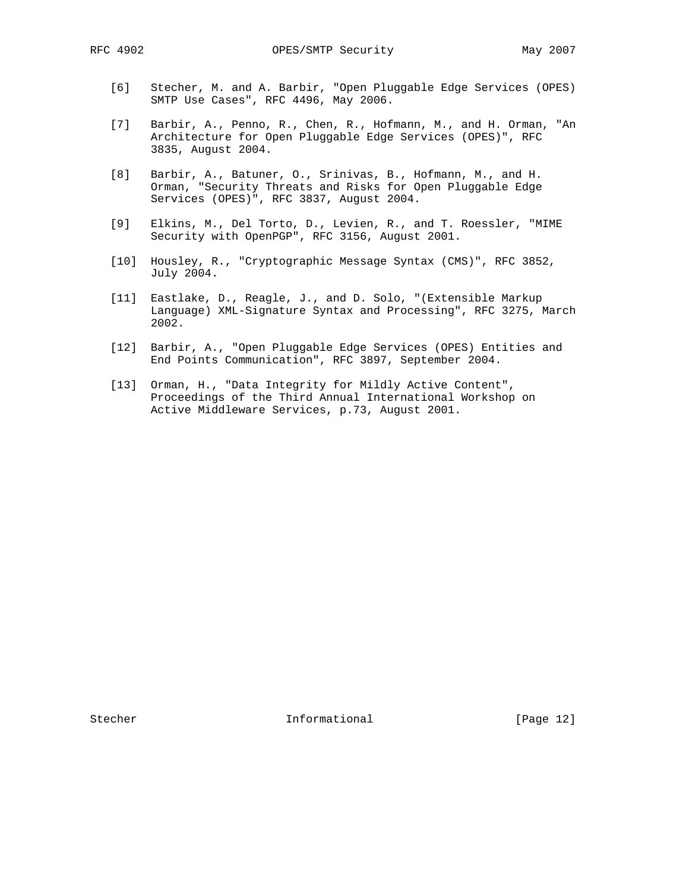[6] Stecher, M. and A. Barbir, "Open Pluggable Edge Services (OPES) SMTP Use Cases", RFC 4496, May 2006.

[7] Barbir, A., Penno, R., Chen, R., Hofmann, M., and H. Orman, "An Architecture for Open Pluggable Edge Services (OPES)", RFC 3835, August 2004.

[8] Barbir, A., Batuner, O., Srinivas, B., Hofmann, M., and H. Orman, "Security Threats and Risks for Open Pluggable Edge Services (OPES)", RFC 3837, August 2004.

[9] Elkins, M., Del Torto, D., Levien, R., and T. Roessler, "MIME Security with OpenPGP", RFC 3156, August 2001.

[10] Housley, R., "Cryptographic Message Syntax (CMS)", RFC 3852, July 2004.

[11] Eastlake, D., Reagle, J., and D. Solo, "(Extensible Markup Language) XML-Signature Syntax and Processing", RFC 3275, March 2002.

[12] Barbir, A., "Open Pluggable Edge Services (OPES) Entities and End Points Communication", RFC 3897, September 2004.

[13] Orman, H., "Data Integrity for Mildly Active Content", Proceedings of the Third Annual International Workshop on Active Middleware Services, p.73, August 2001.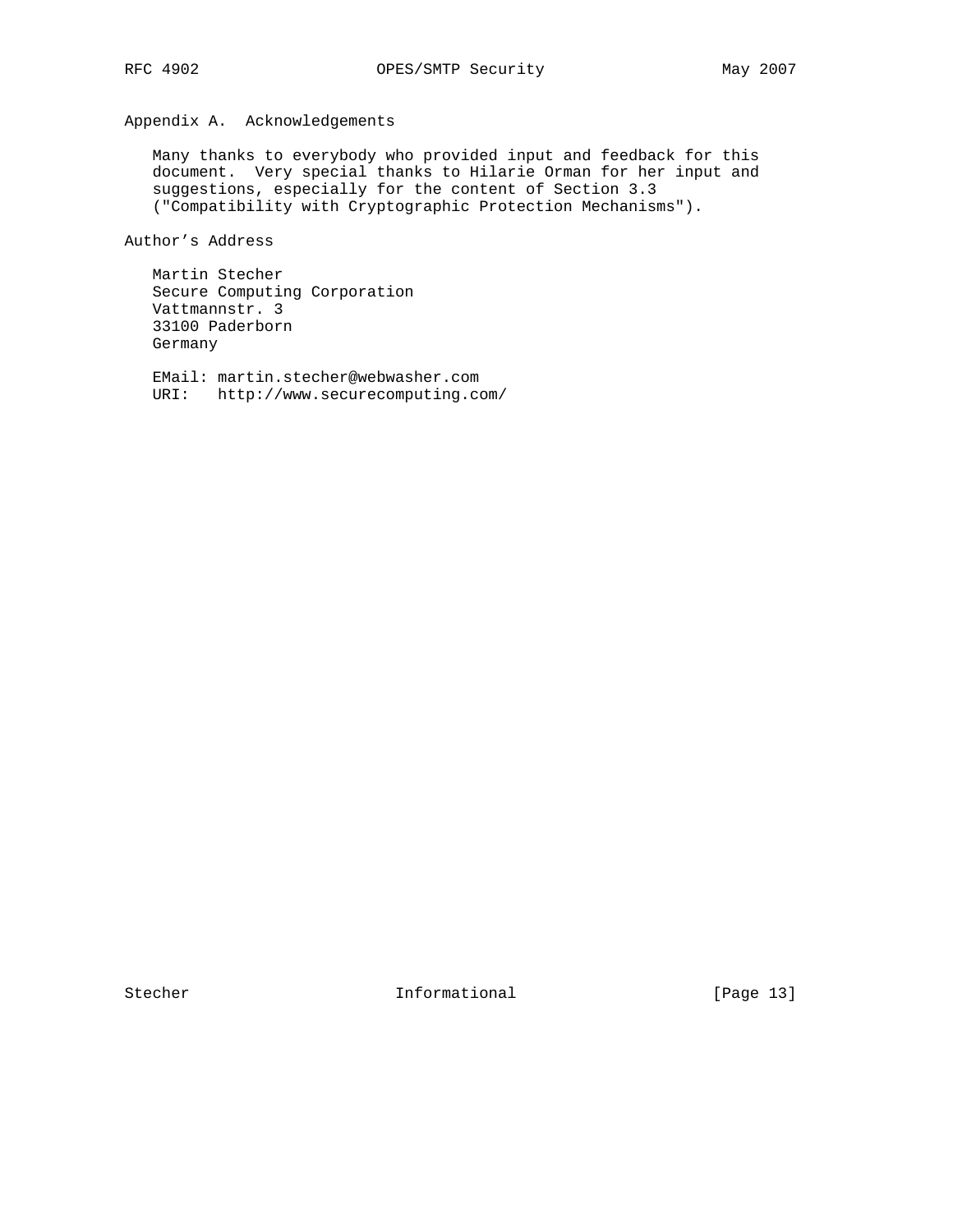## Appendix A.  Acknowledgements

Many thanks to everybody who provided input and feedback for this document.  Very special thanks to Hilarie Orman for her input and suggestions, especially for the content of Section 3.3 ("Compatibility with Cryptographic Protection Mechanisms").

## Author's Address

Martin Stecher
Secure Computing Corporation
Vattmannstr. 3
33100 Paderborn
Germany

EMail: martin.stecher@webwasher.com
URI:   http://www.securecomputing.com/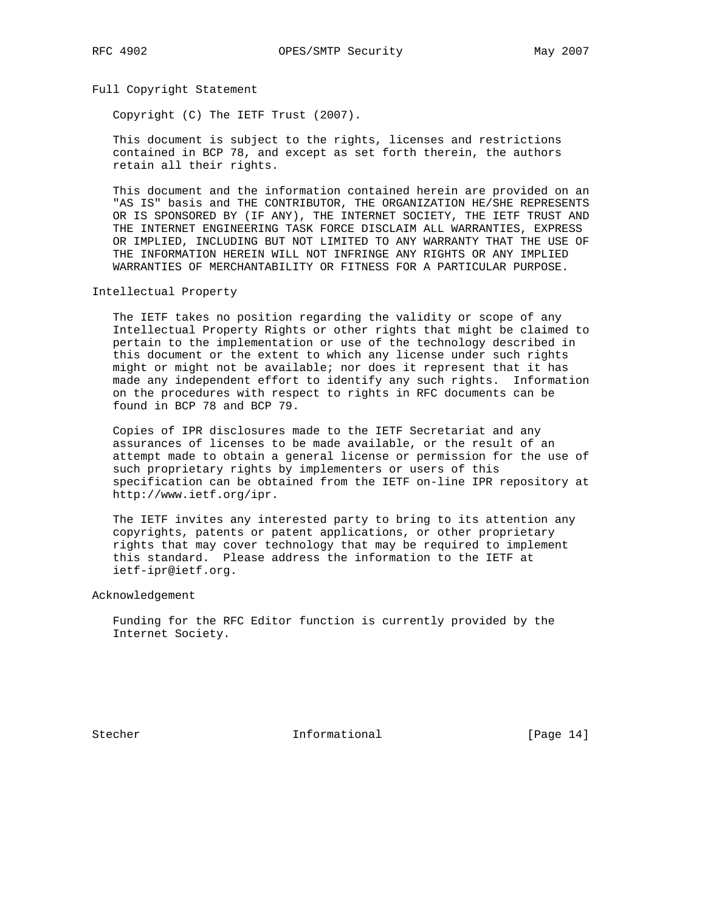## Full Copyright Statement

Copyright (C) The IETF Trust (2007).

This document is subject to the rights, licenses and restrictions contained in BCP 78, and except as set forth therein, the authors retain all their rights.

This document and the information contained herein are provided on an "AS IS" basis and THE CONTRIBUTOR, THE ORGANIZATION HE/SHE REPRESENTS OR IS SPONSORED BY (IF ANY), THE INTERNET SOCIETY, THE IETF TRUST AND THE INTERNET ENGINEERING TASK FORCE DISCLAIM ALL WARRANTIES, EXPRESS OR IMPLIED, INCLUDING BUT NOT LIMITED TO ANY WARRANTY THAT THE USE OF THE INFORMATION HEREIN WILL NOT INFRINGE ANY RIGHTS OR ANY IMPLIED WARRANTIES OF MERCHANTABILITY OR FITNESS FOR A PARTICULAR PURPOSE.

## Intellectual Property

The IETF takes no position regarding the validity or scope of any Intellectual Property Rights or other rights that might be claimed to pertain to the implementation or use of the technology described in this document or the extent to which any license under such rights might or might not be available; nor does it represent that it has made any independent effort to identify any such rights. Information on the procedures with respect to rights in RFC documents can be found in BCP 78 and BCP 79.

Copies of IPR disclosures made to the IETF Secretariat and any assurances of licenses to be made available, or the result of an attempt made to obtain a general license or permission for the use of such proprietary rights by implementers or users of this specification can be obtained from the IETF on-line IPR repository at http://www.ietf.org/ipr.

The IETF invites any interested party to bring to its attention any copyrights, patents or patent applications, or other proprietary rights that may cover technology that may be required to implement this standard. Please address the information to the IETF at ietf-ipr@ietf.org.

## Acknowledgement

Funding for the RFC Editor function is currently provided by the Internet Society.